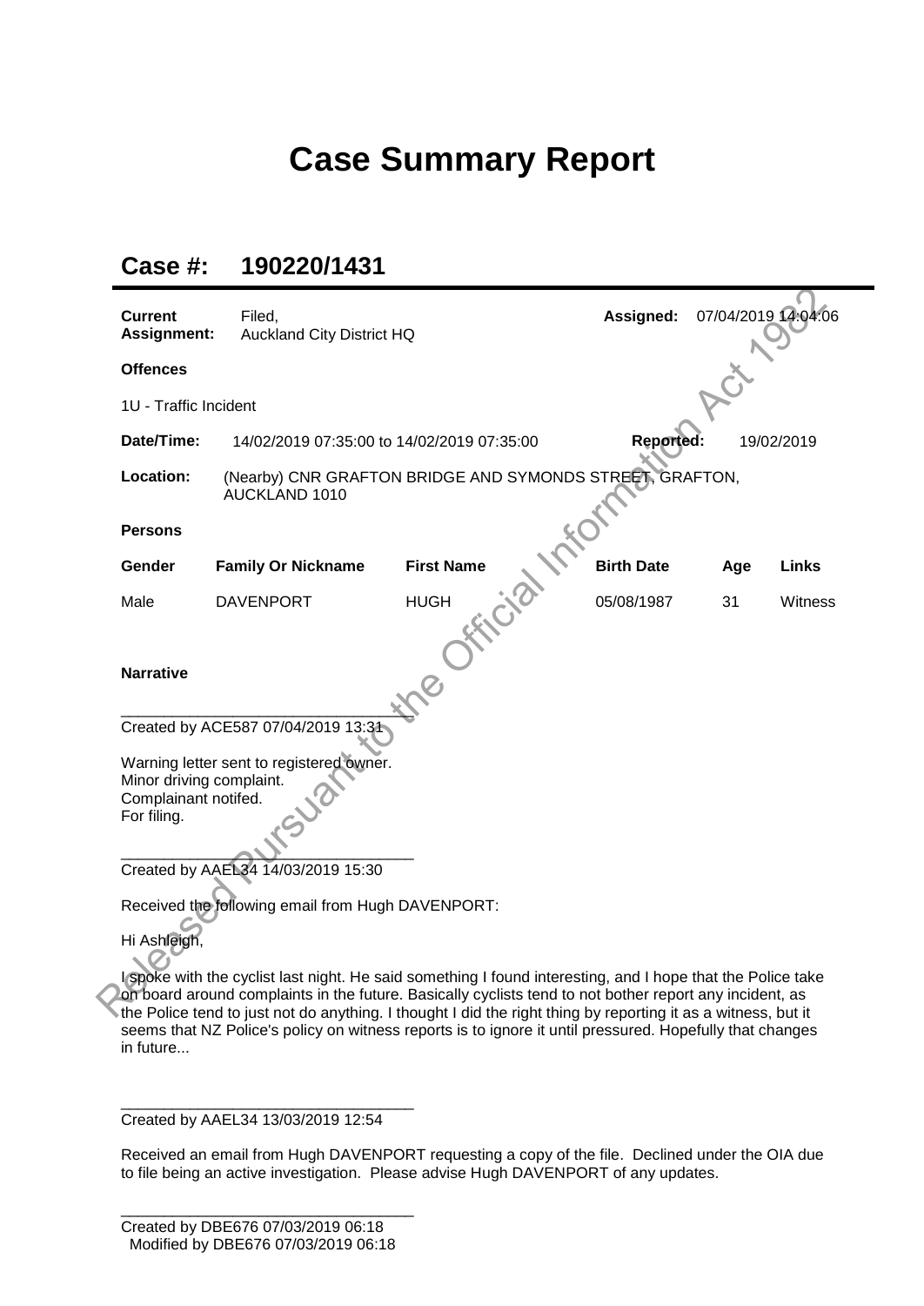# Case Summary Report

## Case #: 190220/1431

| | | | |
|---|---|---|---|
| **Current Assignment:** | Filed, Auckland City District HQ | **Assigned:** | 07/04/2019 14:04:06 |

**Offences**

1U - Traffic Incident

| | | | |
|---|---|---|---|
| **Date/Time:** | 14/02/2019 07:35:00 to 14/02/2019 07:35:00 | **Reported:** | 19/02/2019 |

**Location:** (Nearby) CNR GRAFTON BRIDGE AND SYMONDS STREET, GRAFTON, AUCKLAND 1010

**Persons**

| Gender | Family Or Nickname | First Name | Birth Date | Age | Links |
|---|---|---|---|---|---|
| Male | DAVENPORT | HUGH | 05/08/1987 | 31 | Witness |

**Narrative**

___________________________________
Created by ACE587 07/04/2019 13:31

Warning letter sent to registered owner.
Minor driving complaint.
Complainant notifed.
For filing.

___________________________________
Created by AAEL34 14/03/2019 15:30

Received the following email from Hugh DAVENPORT:

Hi Ashleigh,

I spoke with the cyclist last night. He said something I found interesting, and I hope that the Police take on board around complaints in the future. Basically cyclists tend to not bother report any incident, as the Police tend to just not do anything. I thought I did the right thing by reporting it as a witness, but it seems that NZ Police's policy on witness reports is to ignore it until pressured. Hopefully that changes in future...

___________________________________
Created by AAEL34 13/03/2019 12:54

Received an email from Hugh DAVENPORT requesting a copy of the file. Declined under the OIA due to file being an active investigation. Please advise Hugh DAVENPORT of any updates.

___________________________________
Created by DBE676 07/03/2019 06:18
Modified by DBE676 07/03/2019 06:18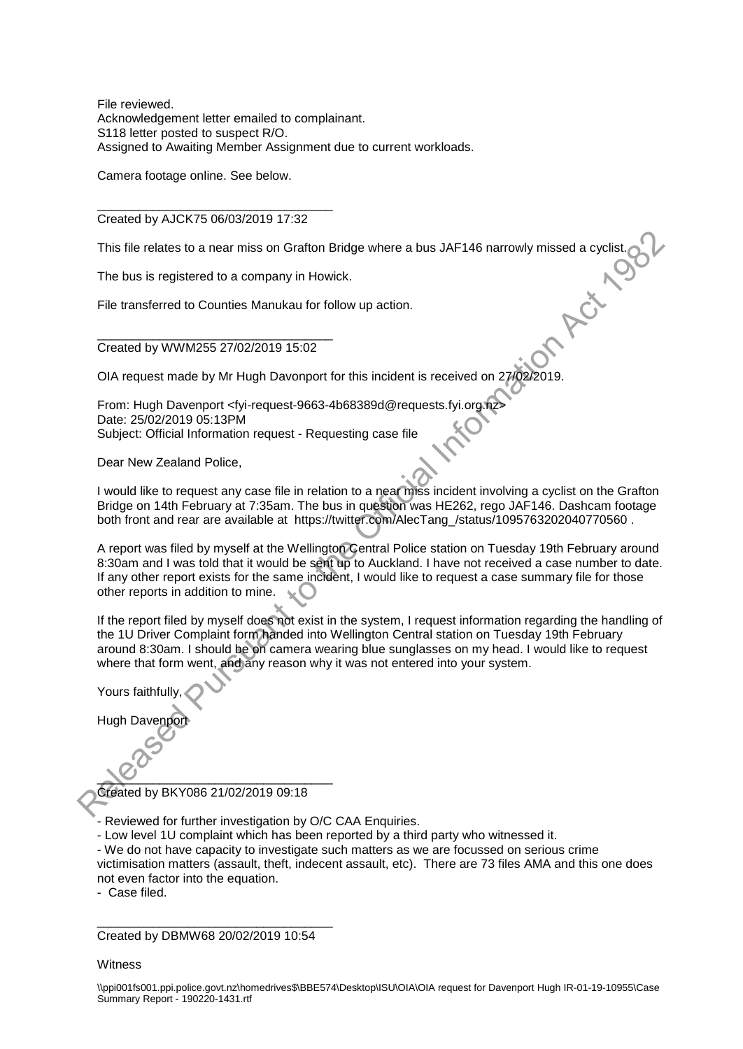File reviewed.
Acknowledgement letter emailed to complainant.
S118 letter posted to suspect R/O.
Assigned to Awaiting Member Assignment due to current workloads.

Camera footage online. See below.

___________________________________
Created by AJCK75 06/03/2019 17:32

This file relates to a near miss on Grafton Bridge where a bus JAF146 narrowly missed a cyclist.

The bus is registered to a company in Howick.

File transferred to Counties Manukau for follow up action.

___________________________________
Created by WWM255 27/02/2019 15:02

OIA request made by Mr Hugh Davonport for this incident is received on 27/02/2019.

From: Hugh Davenport <fyi-request-9663-4b68389d@requests.fyi.org.nz>
Date: 25/02/2019 05:13PM
Subject: Official Information request - Requesting case file

Dear New Zealand Police,

I would like to request any case file in relation to a near miss incident involving a cyclist on the Grafton Bridge on 14th February at 7:35am. The bus in question was HE262, rego JAF146. Dashcam footage both front and rear are available at https://twitter.com/AlecTang_/status/1095763202040770560 .

A report was filed by myself at the Wellington Central Police station on Tuesday 19th February around 8:30am and I was told that it would be sent up to Auckland. I have not received a case number to date. If any other report exists for the same incident, I would like to request a case summary file for those other reports in addition to mine.

If the report filed by myself does not exist in the system, I request information regarding the handling of the 1U Driver Complaint form handed into Wellington Central station on Tuesday 19th February around 8:30am. I should be on camera wearing blue sunglasses on my head. I would like to request where that form went, and any reason why it was not entered into your system.

Yours faithfully,

Hugh Davenport

___________________________________
Created by BKY086 21/02/2019 09:18

- Reviewed for further investigation by O/C CAA Enquiries.
- Low level 1U complaint which has been reported by a third party who witnessed it.
- We do not have capacity to investigate such matters as we are focussed on serious crime victimisation matters (assault, theft, indecent assault, etc). There are 73 files AMA and this one does not even factor into the equation.
- Case filed.

___________________________________
Created by DBMW68 20/02/2019 10:54

Witness

\\ppi001fs001.ppi.police.govt.nz\homedrives$\BBE574\Desktop\ISU\OIA\OIA request for Davenport Hugh IR-01-19-10955\Case Summary Report - 190220-1431.rtf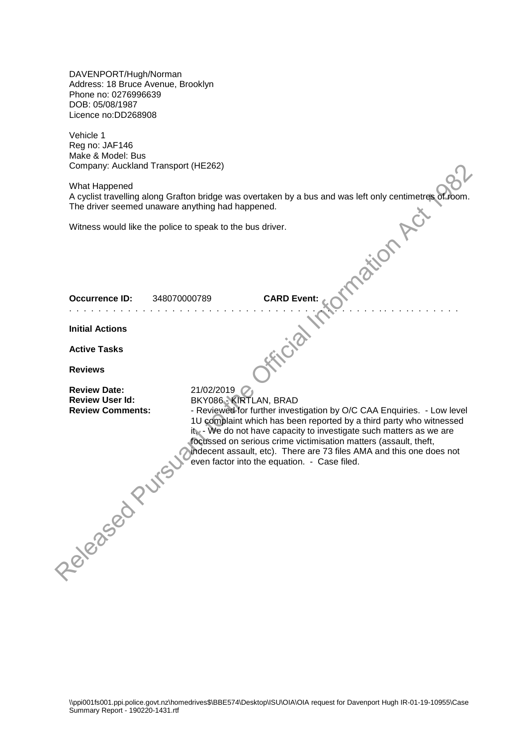DAVENPORT/Hugh/Norman
Address: 18 Bruce Avenue, Brooklyn
Phone no: 0276996639
DOB: 05/08/1987
Licence no:DD268908

Vehicle 1
Reg no: JAF146
Make & Model: Bus
Company: Auckland Transport (HE262)

What Happened
A cyclist travelling along Grafton bridge was overtaken by a bus and was left only centimetres of room. The driver seemed unaware anything had happened.

Witness would like the police to speak to the bus driver.

**Occurrence ID:** 348070000789 **CARD Event:**

**Initial Actions**

**Active Tasks**

**Reviews**

**Review Date:** 21/02/2019
**Review User Id:** BKY086 - KIRTLAN, BRAD
**Review Comments:** - Reviewed for further investigation by O/C CAA Enquiries. - Low level 1U complaint which has been reported by a third party who witnessed it. - We do not have capacity to investigate such matters as we are focussed on serious crime victimisation matters (assault, theft, indecent assault, etc). There are 73 files AMA and this one does not even factor into the equation. - Case filed.

Released Pursuant to the Official Information Act 1982

\\ppi001fs001.ppi.police.govt.nz\homedrives$\BBE574\Desktop\ISU\OIA\OIA request for Davenport Hugh IR-01-19-10955\Case Summary Report - 190220-1431.rtf